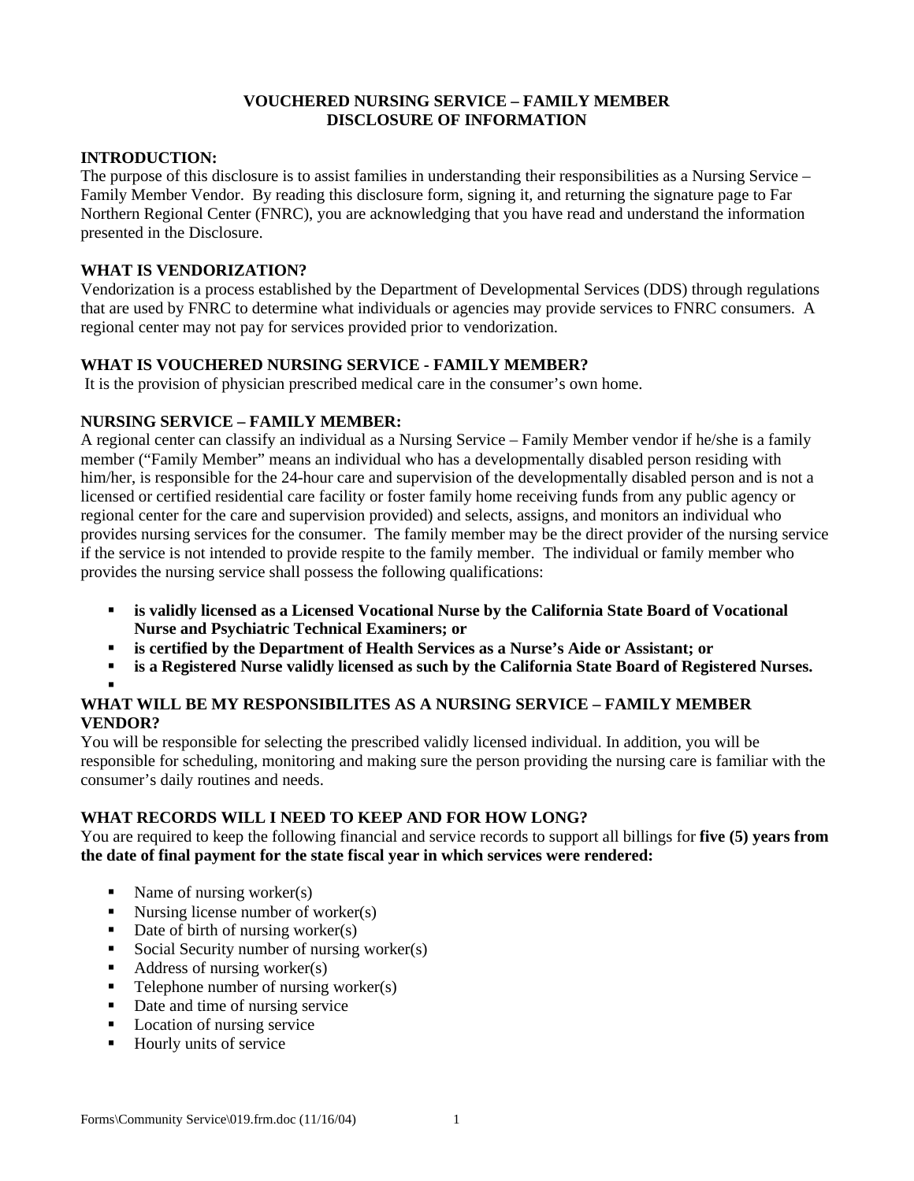# VOUCHERED NURSING SERVICE – FAMILY MEMBER
# DISCLOSURE OF INFORMATION

## INTRODUCTION:

The purpose of this disclosure is to assist families in understanding their responsibilities as a Nursing Service – Family Member Vendor. By reading this disclosure form, signing it, and returning the signature page to Far Northern Regional Center (FNRC), you are acknowledging that you have read and understand the information presented in the Disclosure.

## WHAT IS VENDORIZATION?

Vendorization is a process established by the Department of Developmental Services (DDS) through regulations that are used by FNRC to determine what individuals or agencies may provide services to FNRC consumers. A regional center may not pay for services provided prior to vendorization.

## WHAT IS VOUCHERED NURSING SERVICE - FAMILY MEMBER?

It is the provision of physician prescribed medical care in the consumer's own home.

## NURSING SERVICE – FAMILY MEMBER:

A regional center can classify an individual as a Nursing Service – Family Member vendor if he/she is a family member ("Family Member" means an individual who has a developmentally disabled person residing with him/her, is responsible for the 24-hour care and supervision of the developmentally disabled person and is not a licensed or certified residential care facility or foster family home receiving funds from any public agency or regional center for the care and supervision provided) and selects, assigns, and monitors an individual who provides nursing services for the consumer. The family member may be the direct provider of the nursing service if the service is not intended to provide respite to the family member. The individual or family member who provides the nursing service shall possess the following qualifications:

- **is validly licensed as a Licensed Vocational Nurse by the California State Board of Vocational Nurse and Psychiatric Technical Examiners; or**
- **is certified by the Department of Health Services as a Nurse's Aide or Assistant; or**
- **is a Registered Nurse validly licensed as such by the California State Board of Registered Nurses.**

## WHAT WILL BE MY RESPONSIBILITES AS A NURSING SERVICE – FAMILY MEMBER VENDOR?

You will be responsible for selecting the prescribed validly licensed individual. In addition, you will be responsible for scheduling, monitoring and making sure the person providing the nursing care is familiar with the consumer's daily routines and needs.

## WHAT RECORDS WILL I NEED TO KEEP AND FOR HOW LONG?

You are required to keep the following financial and service records to support all billings for **five (5) years from the date of final payment for the state fiscal year in which services were rendered:**

- Name of nursing worker(s)
- Nursing license number of worker(s)
- Date of birth of nursing worker(s)
- Social Security number of nursing worker(s)
- Address of nursing worker(s)
- Telephone number of nursing worker(s)
- Date and time of nursing service
- Location of nursing service
- Hourly units of service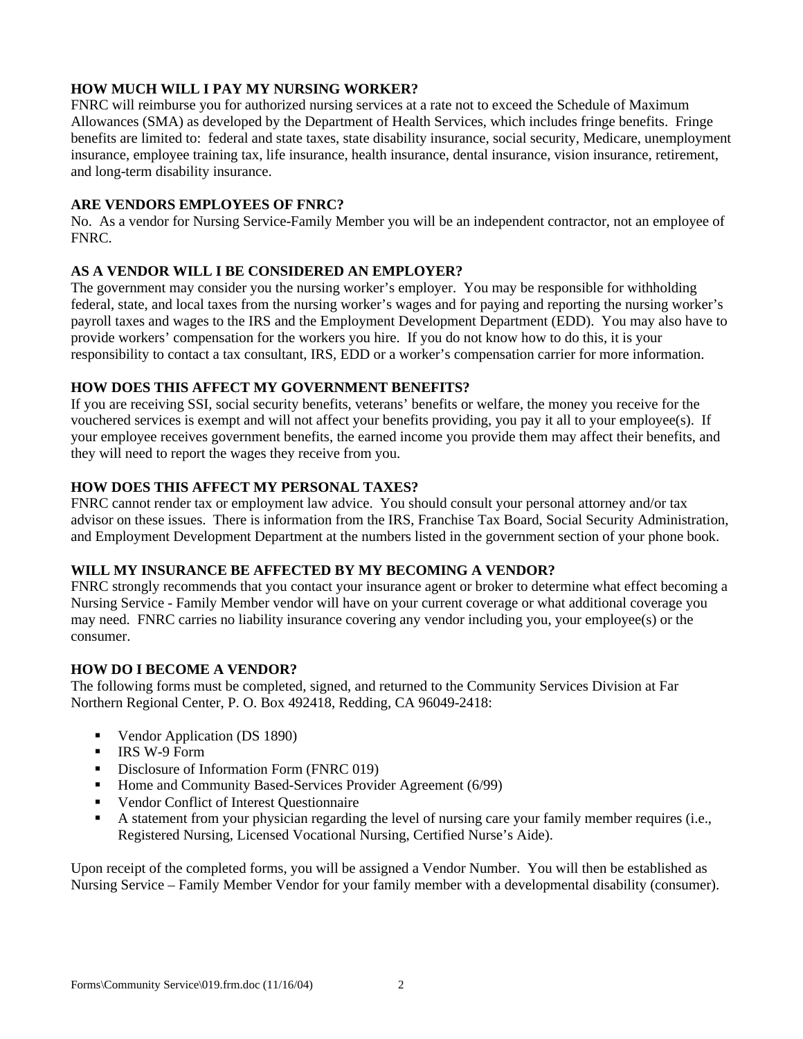**HOW MUCH WILL I PAY MY NURSING WORKER?**
FNRC will reimburse you for authorized nursing services at a rate not to exceed the Schedule of Maximum Allowances (SMA) as developed by the Department of Health Services, which includes fringe benefits. Fringe benefits are limited to: federal and state taxes, state disability insurance, social security, Medicare, unemployment insurance, employee training tax, life insurance, health insurance, dental insurance, vision insurance, retirement, and long-term disability insurance.

**ARE VENDORS EMPLOYEES OF FNRC?**
No. As a vendor for Nursing Service-Family Member you will be an independent contractor, not an employee of FNRC.

**AS A VENDOR WILL I BE CONSIDERED AN EMPLOYER?**
The government may consider you the nursing worker's employer. You may be responsible for withholding federal, state, and local taxes from the nursing worker's wages and for paying and reporting the nursing worker's payroll taxes and wages to the IRS and the Employment Development Department (EDD). You may also have to provide workers' compensation for the workers you hire. If you do not know how to do this, it is your responsibility to contact a tax consultant, IRS, EDD or a worker's compensation carrier for more information.

**HOW DOES THIS AFFECT MY GOVERNMENT BENEFITS?**
If you are receiving SSI, social security benefits, veterans' benefits or welfare, the money you receive for the vouchered services is exempt and will not affect your benefits providing, you pay it all to your employee(s). If your employee receives government benefits, the earned income you provide them may affect their benefits, and they will need to report the wages they receive from you.

**HOW DOES THIS AFFECT MY PERSONAL TAXES?**
FNRC cannot render tax or employment law advice. You should consult your personal attorney and/or tax advisor on these issues. There is information from the IRS, Franchise Tax Board, Social Security Administration, and Employment Development Department at the numbers listed in the government section of your phone book.

**WILL MY INSURANCE BE AFFECTED BY MY BECOMING A VENDOR?**
FNRC strongly recommends that you contact your insurance agent or broker to determine what effect becoming a Nursing Service - Family Member vendor will have on your current coverage or what additional coverage you may need. FNRC carries no liability insurance covering any vendor including you, your employee(s) or the consumer.

**HOW DO I BECOME A VENDOR?**
The following forms must be completed, signed, and returned to the Community Services Division at Far Northern Regional Center, P. O. Box 492418, Redding, CA 96049-2418:

- Vendor Application (DS 1890)
- IRS W-9 Form
- Disclosure of Information Form (FNRC 019)
- Home and Community Based-Services Provider Agreement (6/99)
- Vendor Conflict of Interest Questionnaire
- A statement from your physician regarding the level of nursing care your family member requires (i.e., Registered Nursing, Licensed Vocational Nursing, Certified Nurse's Aide).

Upon receipt of the completed forms, you will be assigned a Vendor Number. You will then be established as Nursing Service – Family Member Vendor for your family member with a developmental disability (consumer).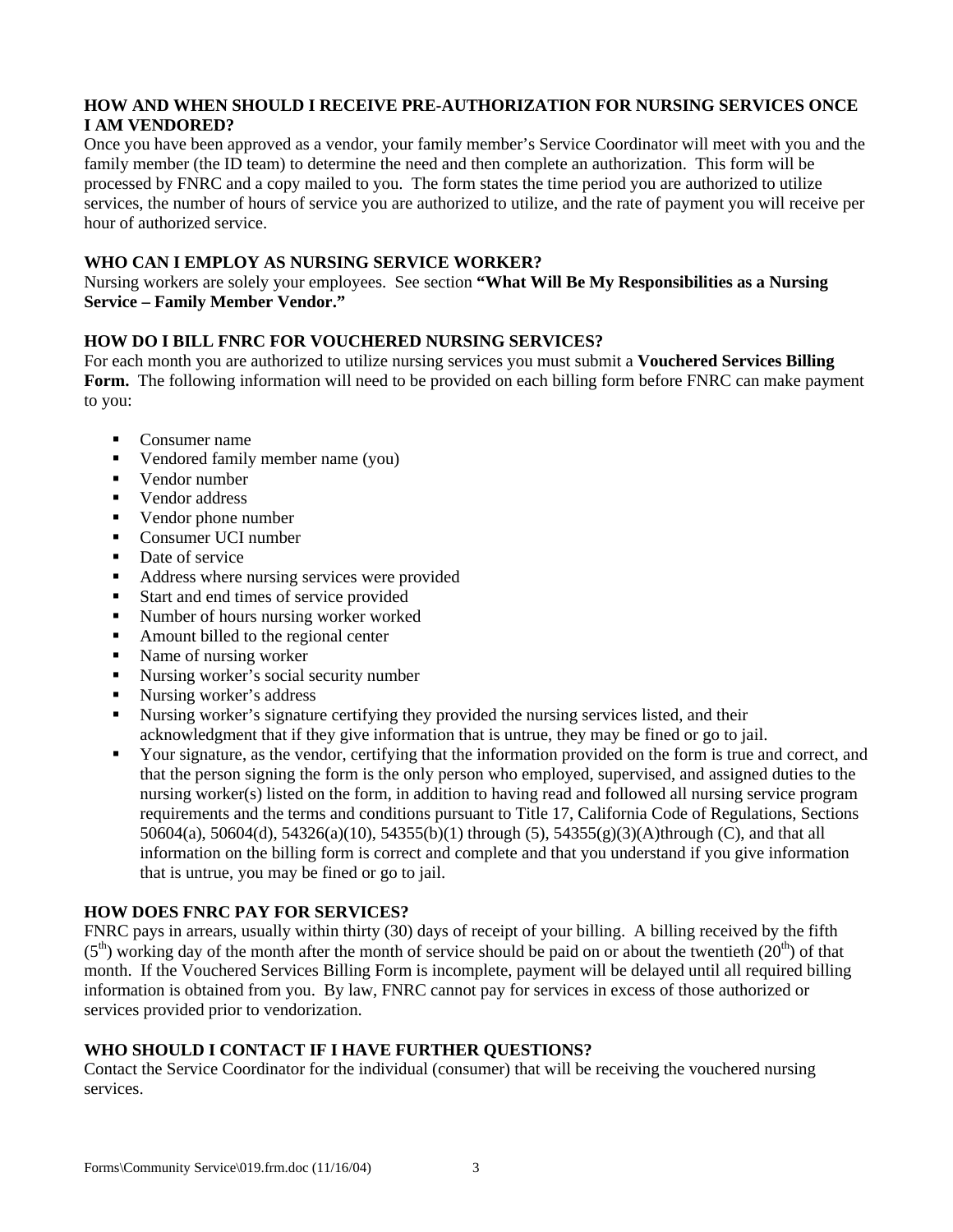### HOW AND WHEN SHOULD I RECEIVE PRE-AUTHORIZATION FOR NURSING SERVICES ONCE I AM VENDORED?

Once you have been approved as a vendor, your family member's Service Coordinator will meet with you and the family member (the ID team) to determine the need and then complete an authorization. This form will be processed by FNRC and a copy mailed to you. The form states the time period you are authorized to utilize services, the number of hours of service you are authorized to utilize, and the rate of payment you will receive per hour of authorized service.

### WHO CAN I EMPLOY AS NURSING SERVICE WORKER?

Nursing workers are solely your employees. See section **"What Will Be My Responsibilities as a Nursing Service – Family Member Vendor."**

### HOW DO I BILL FNRC FOR VOUCHERED NURSING SERVICES?

For each month you are authorized to utilize nursing services you must submit a **Vouchered Services Billing Form.** The following information will need to be provided on each billing form before FNRC can make payment to you:

- Consumer name
- Vendored family member name (you)
- Vendor number
- Vendor address
- Vendor phone number
- Consumer UCI number
- Date of service
- Address where nursing services were provided
- Start and end times of service provided
- Number of hours nursing worker worked
- Amount billed to the regional center
- Name of nursing worker
- Nursing worker's social security number
- Nursing worker's address
- Nursing worker's signature certifying they provided the nursing services listed, and their acknowledgment that if they give information that is untrue, they may be fined or go to jail.
- Your signature, as the vendor, certifying that the information provided on the form is true and correct, and that the person signing the form is the only person who employed, supervised, and assigned duties to the nursing worker(s) listed on the form, in addition to having read and followed all nursing service program requirements and the terms and conditions pursuant to Title 17, California Code of Regulations, Sections 50604(a), 50604(d), 54326(a)(10), 54355(b)(1) through (5), 54355(g)(3)(A)through (C), and that all information on the billing form is correct and complete and that you understand if you give information that is untrue, you may be fined or go to jail.

### HOW DOES FNRC PAY FOR SERVICES?

FNRC pays in arrears, usually within thirty (30) days of receipt of your billing. A billing received by the fifth (5th) working day of the month after the month of service should be paid on or about the twentieth (20th) of that month. If the Vouchered Services Billing Form is incomplete, payment will be delayed until all required billing information is obtained from you. By law, FNRC cannot pay for services in excess of those authorized or services provided prior to vendorization.

### WHO SHOULD I CONTACT IF I HAVE FURTHER QUESTIONS?

Contact the Service Coordinator for the individual (consumer) that will be receiving the vouchered nursing services.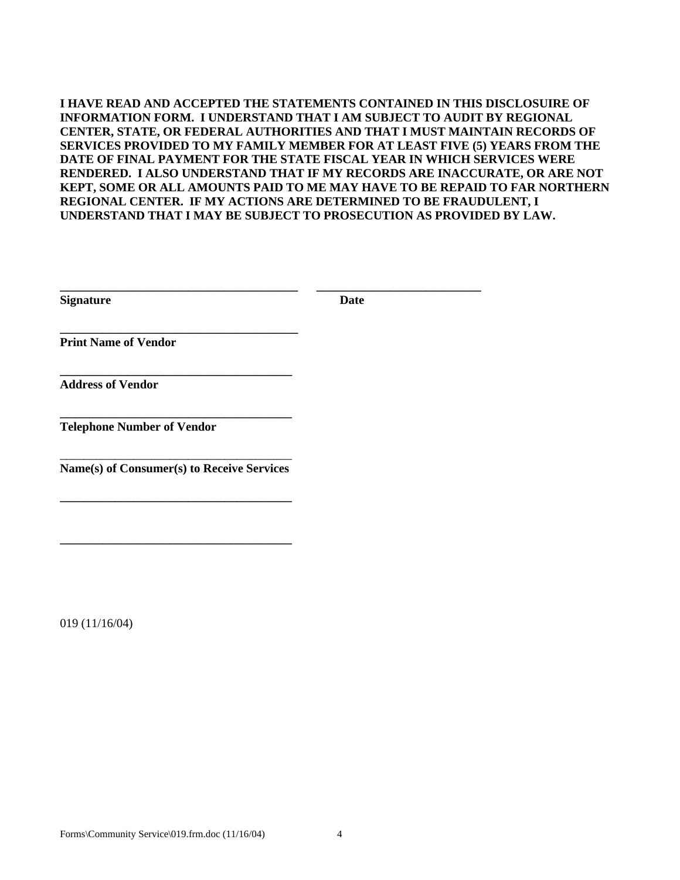**I HAVE READ AND ACCEPTED THE STATEMENTS CONTAINED IN THIS DISCLOSUIRE OF INFORMATION FORM. I UNDERSTAND THAT I AM SUBJECT TO AUDIT BY REGIONAL CENTER, STATE, OR FEDERAL AUTHORITIES AND THAT I MUST MAINTAIN RECORDS OF SERVICES PROVIDED TO MY FAMILY MEMBER FOR AT LEAST FIVE (5) YEARS FROM THE DATE OF FINAL PAYMENT FOR THE STATE FISCAL YEAR IN WHICH SERVICES WERE RENDERED. I ALSO UNDERSTAND THAT IF MY RECORDS ARE INACCURATE, OR ARE NOT KEPT, SOME OR ALL AMOUNTS PAID TO ME MAY HAVE TO BE REPAID TO FAR NORTHERN REGIONAL CENTER. IF MY ACTIONS ARE DETERMINED TO BE FRAUDULENT, I UNDERSTAND THAT I MAY BE SUBJECT TO PROSECUTION AS PROVIDED BY LAW.**

_______________________________________ ___________________________

**Signature** **Date**

_______________________________________

**Print Name of Vendor**

_______________________________________

**Address of Vendor**

_______________________________________

**Telephone Number of Vendor**

_______________________________________

**Name(s) of Consumer(s) to Receive Services**

_______________________________________

_______________________________________

019 (11/16/04)

Forms\Community Service\019.frm.doc (11/16/04)